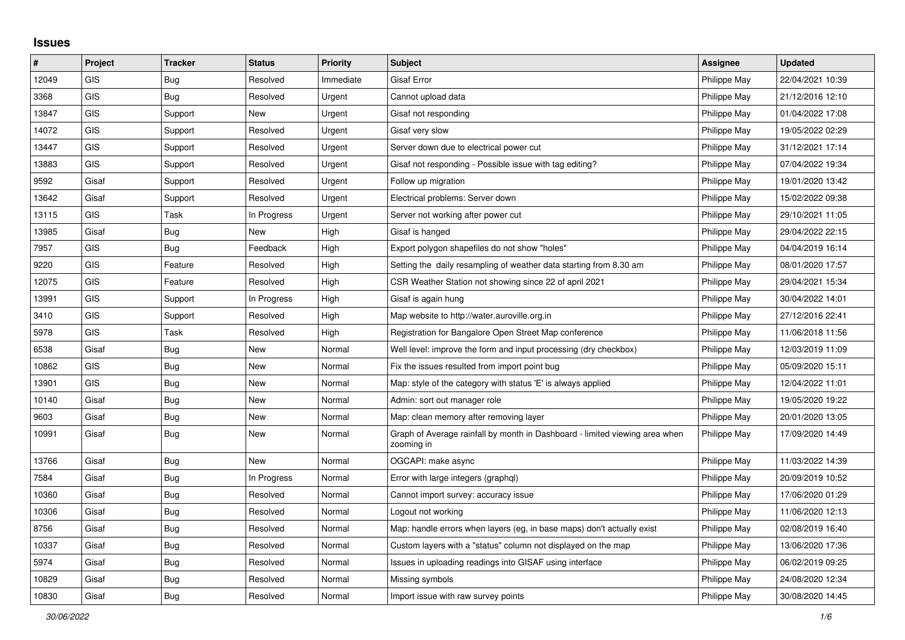## Issues

| # | Project | Tracker | Status | Priority | Subject | Assignee | Updated |
|---|---|---|---|---|---|---|---|
| 12049 | GIS | Bug | Resolved | Immediate | Gisaf Error | Philippe May | 22/04/2021 10:39 |
| 3368 | GIS | Bug | Resolved | Urgent | Cannot upload data | Philippe May | 21/12/2016 12:10 |
| 13847 | GIS | Support | New | Urgent | Gisaf not responding | Philippe May | 01/04/2022 17:08 |
| 14072 | GIS | Support | Resolved | Urgent | Gisaf very slow | Philippe May | 19/05/2022 02:29 |
| 13447 | GIS | Support | Resolved | Urgent | Server down due to electrical power cut | Philippe May | 31/12/2021 17:14 |
| 13883 | GIS | Support | Resolved | Urgent | Gisaf not responding - Possible issue with tag editing? | Philippe May | 07/04/2022 19:34 |
| 9592 | Gisaf | Support | Resolved | Urgent | Follow up migration | Philippe May | 19/01/2020 13:42 |
| 13642 | Gisaf | Support | Resolved | Urgent | Electrical problems: Server down | Philippe May | 15/02/2022 09:38 |
| 13115 | GIS | Task | In Progress | Urgent | Server not working after power cut | Philippe May | 29/10/2021 11:05 |
| 13985 | Gisaf | Bug | New | High | Gisaf is hanged | Philippe May | 29/04/2022 22:15 |
| 7957 | GIS | Bug | Feedback | High | Export polygon shapefiles do not show "holes" | Philippe May | 04/04/2019 16:14 |
| 9220 | GIS | Feature | Resolved | High | Setting the daily resampling of weather data starting from 8.30 am | Philippe May | 08/01/2020 17:57 |
| 12075 | GIS | Feature | Resolved | High | CSR Weather Station not showing since 22 of april 2021 | Philippe May | 29/04/2021 15:34 |
| 13991 | GIS | Support | In Progress | High | Gisaf is again hung | Philippe May | 30/04/2022 14:01 |
| 3410 | GIS | Support | Resolved | High | Map website to http://water.auroville.org.in | Philippe May | 27/12/2016 22:41 |
| 5978 | GIS | Task | Resolved | High | Registration for Bangalore Open Street Map conference | Philippe May | 11/06/2018 11:56 |
| 6538 | Gisaf | Bug | New | Normal | Well level: improve the form and input processing (dry checkbox) | Philippe May | 12/03/2019 11:09 |
| 10862 | GIS | Bug | New | Normal | Fix the issues resulted from import point bug | Philippe May | 05/09/2020 15:11 |
| 13901 | GIS | Bug | New | Normal | Map: style of the category with status 'E' is always applied | Philippe May | 12/04/2022 11:01 |
| 10140 | Gisaf | Bug | New | Normal | Admin: sort out manager role | Philippe May | 19/05/2020 19:22 |
| 9603 | Gisaf | Bug | New | Normal | Map: clean memory after removing layer | Philippe May | 20/01/2020 13:05 |
| 10991 | Gisaf | Bug | New | Normal | Graph of Average rainfall by month in Dashboard - limited viewing area when zooming in | Philippe May | 17/09/2020 14:49 |
| 13766 | Gisaf | Bug | New | Normal | OGCAPI: make async | Philippe May | 11/03/2022 14:39 |
| 7584 | Gisaf | Bug | In Progress | Normal | Error with large integers (graphql) | Philippe May | 20/09/2019 10:52 |
| 10360 | Gisaf | Bug | Resolved | Normal | Cannot import survey: accuracy issue | Philippe May | 17/06/2020 01:29 |
| 10306 | Gisaf | Bug | Resolved | Normal | Logout not working | Philippe May | 11/06/2020 12:13 |
| 8756 | Gisaf | Bug | Resolved | Normal | Map: handle errors when layers (eg, in base maps) don't actually exist | Philippe May | 02/08/2019 16:40 |
| 10337 | Gisaf | Bug | Resolved | Normal | Custom layers with a "status" column not displayed on the map | Philippe May | 13/06/2020 17:36 |
| 5974 | Gisaf | Bug | Resolved | Normal | Issues in uploading readings into GISAF using interface | Philippe May | 06/02/2019 09:25 |
| 10829 | Gisaf | Bug | Resolved | Normal | Missing symbols | Philippe May | 24/08/2020 12:34 |
| 10830 | Gisaf | Bug | Resolved | Normal | Import issue with raw survey points | Philippe May | 30/08/2020 14:45 |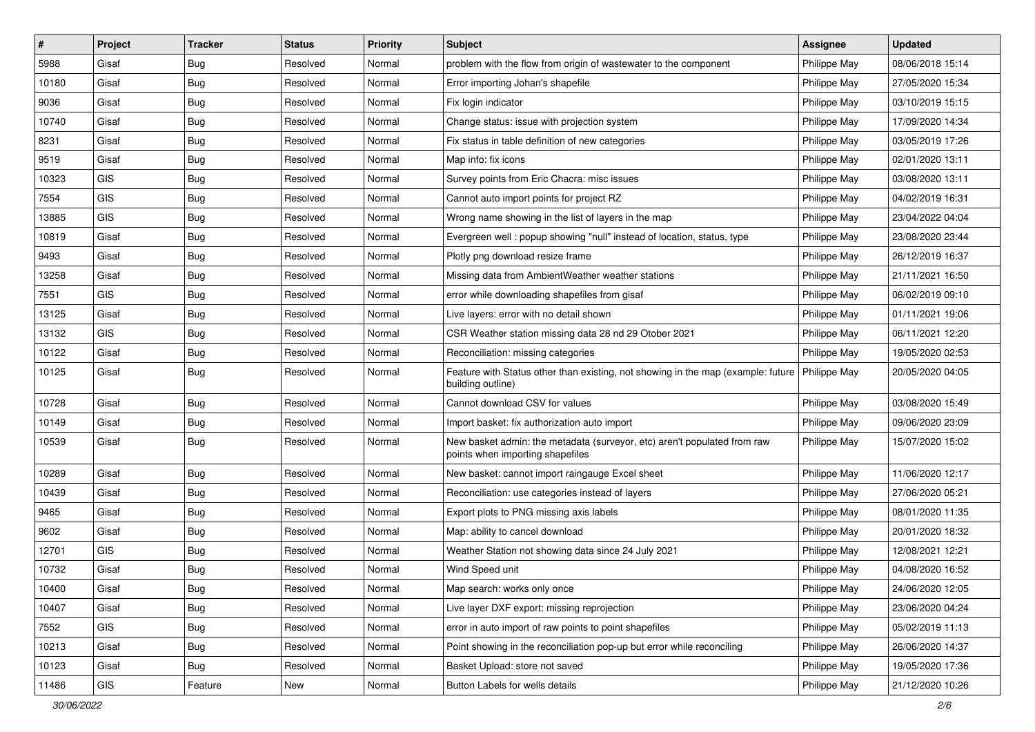| # | Project | Tracker | Status | Priority | Subject | Assignee | Updated |
|---|---|---|---|---|---|---|---|
| 5988 | Gisaf | Bug | Resolved | Normal | problem with the flow from origin of wastewater to the component | Philippe May | 08/06/2018 15:14 |
| 10180 | Gisaf | Bug | Resolved | Normal | Error importing Johan's shapefile | Philippe May | 27/05/2020 15:34 |
| 9036 | Gisaf | Bug | Resolved | Normal | Fix login indicator | Philippe May | 03/10/2019 15:15 |
| 10740 | Gisaf | Bug | Resolved | Normal | Change status: issue with projection system | Philippe May | 17/09/2020 14:34 |
| 8231 | Gisaf | Bug | Resolved | Normal | Fix status in table definition of new categories | Philippe May | 03/05/2019 17:26 |
| 9519 | Gisaf | Bug | Resolved | Normal | Map info: fix icons | Philippe May | 02/01/2020 13:11 |
| 10323 | GIS | Bug | Resolved | Normal | Survey points from Eric Chacra: misc issues | Philippe May | 03/08/2020 13:11 |
| 7554 | GIS | Bug | Resolved | Normal | Cannot auto import points for project RZ | Philippe May | 04/02/2019 16:31 |
| 13885 | GIS | Bug | Resolved | Normal | Wrong name showing in the list of layers in the map | Philippe May | 23/04/2022 04:04 |
| 10819 | Gisaf | Bug | Resolved | Normal | Evergreen well : popup showing "null" instead of location, status, type | Philippe May | 23/08/2020 23:44 |
| 9493 | Gisaf | Bug | Resolved | Normal | Plotly png download resize frame | Philippe May | 26/12/2019 16:37 |
| 13258 | Gisaf | Bug | Resolved | Normal | Missing data from AmbientWeather weather stations | Philippe May | 21/11/2021 16:50 |
| 7551 | GIS | Bug | Resolved | Normal | error while downloading shapefiles from gisaf | Philippe May | 06/02/2019 09:10 |
| 13125 | Gisaf | Bug | Resolved | Normal | Live layers: error with no detail shown | Philippe May | 01/11/2021 19:06 |
| 13132 | GIS | Bug | Resolved | Normal | CSR Weather station missing data 28 nd 29 Otober 2021 | Philippe May | 06/11/2021 12:20 |
| 10122 | Gisaf | Bug | Resolved | Normal | Reconciliation: missing categories | Philippe May | 19/05/2020 02:53 |
| 10125 | Gisaf | Bug | Resolved | Normal | Feature with Status other than existing, not showing in the map (example: future building outline) | Philippe May | 20/05/2020 04:05 |
| 10728 | Gisaf | Bug | Resolved | Normal | Cannot download CSV for values | Philippe May | 03/08/2020 15:49 |
| 10149 | Gisaf | Bug | Resolved | Normal | Import basket: fix authorization auto import | Philippe May | 09/06/2020 23:09 |
| 10539 | Gisaf | Bug | Resolved | Normal | New basket admin: the metadata (surveyor, etc) aren't populated from raw points when importing shapefiles | Philippe May | 15/07/2020 15:02 |
| 10289 | Gisaf | Bug | Resolved | Normal | New basket: cannot import raingauge Excel sheet | Philippe May | 11/06/2020 12:17 |
| 10439 | Gisaf | Bug | Resolved | Normal | Reconciliation: use categories instead of layers | Philippe May | 27/06/2020 05:21 |
| 9465 | Gisaf | Bug | Resolved | Normal | Export plots to PNG missing axis labels | Philippe May | 08/01/2020 11:35 |
| 9602 | Gisaf | Bug | Resolved | Normal | Map: ability to cancel download | Philippe May | 20/01/2020 18:32 |
| 12701 | GIS | Bug | Resolved | Normal | Weather Station not showing data since 24 July 2021 | Philippe May | 12/08/2021 12:21 |
| 10732 | Gisaf | Bug | Resolved | Normal | Wind Speed unit | Philippe May | 04/08/2020 16:52 |
| 10400 | Gisaf | Bug | Resolved | Normal | Map search: works only once | Philippe May | 24/06/2020 12:05 |
| 10407 | Gisaf | Bug | Resolved | Normal | Live layer DXF export: missing reprojection | Philippe May | 23/06/2020 04:24 |
| 7552 | GIS | Bug | Resolved | Normal | error in auto import of raw points to point shapefiles | Philippe May | 05/02/2019 11:13 |
| 10213 | Gisaf | Bug | Resolved | Normal | Point showing in the reconciliation pop-up but error while reconciling | Philippe May | 26/06/2020 14:37 |
| 10123 | Gisaf | Bug | Resolved | Normal | Basket Upload: store not saved | Philippe May | 19/05/2020 17:36 |
| 11486 | GIS | Feature | New | Normal | Button Labels for wells details | Philippe May | 21/12/2020 10:26 |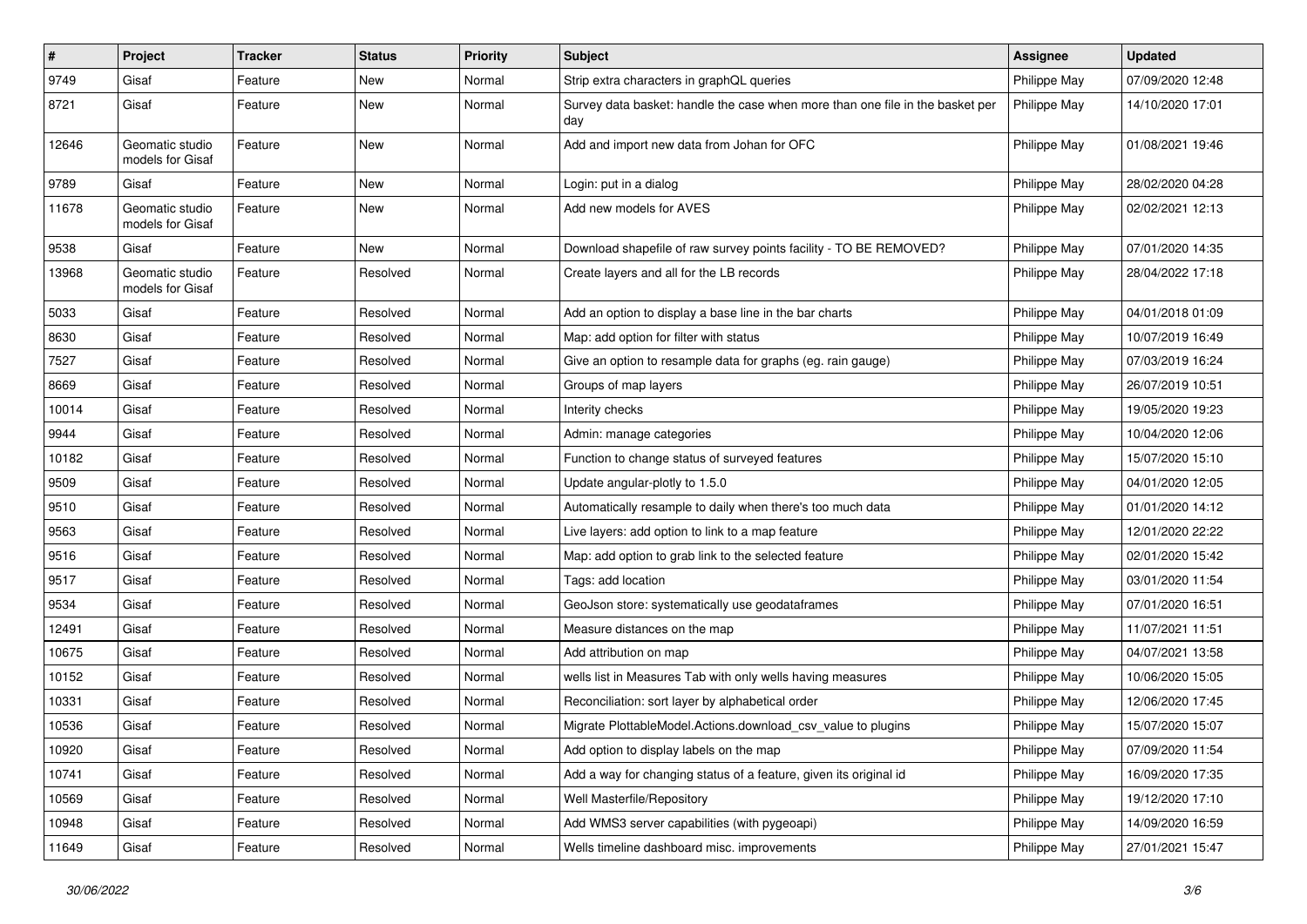| # | Project | Tracker | Status | Priority | Subject | Assignee | Updated |
|---|---|---|---|---|---|---|---|
| 9749 | Gisaf | Feature | New | Normal | Strip extra characters in graphQL queries | Philippe May | 07/09/2020 12:48 |
| 8721 | Gisaf | Feature | New | Normal | Survey data basket: handle the case when more than one file in the basket per day | Philippe May | 14/10/2020 17:01 |
| 12646 | Geomatic studio models for Gisaf | Feature | New | Normal | Add and import new data from Johan for OFC | Philippe May | 01/08/2021 19:46 |
| 9789 | Gisaf | Feature | New | Normal | Login: put in a dialog | Philippe May | 28/02/2020 04:28 |
| 11678 | Geomatic studio models for Gisaf | Feature | New | Normal | Add new models for AVES | Philippe May | 02/02/2021 12:13 |
| 9538 | Gisaf | Feature | New | Normal | Download shapefile of raw survey points facility - TO BE REMOVED? | Philippe May | 07/01/2020 14:35 |
| 13968 | Geomatic studio models for Gisaf | Feature | Resolved | Normal | Create layers and all for the LB records | Philippe May | 28/04/2022 17:18 |
| 5033 | Gisaf | Feature | Resolved | Normal | Add an option to display a base line in the bar charts | Philippe May | 04/01/2018 01:09 |
| 8630 | Gisaf | Feature | Resolved | Normal | Map: add option for filter with status | Philippe May | 10/07/2019 16:49 |
| 7527 | Gisaf | Feature | Resolved | Normal | Give an option to resample data for graphs (eg. rain gauge) | Philippe May | 07/03/2019 16:24 |
| 8669 | Gisaf | Feature | Resolved | Normal | Groups of map layers | Philippe May | 26/07/2019 10:51 |
| 10014 | Gisaf | Feature | Resolved | Normal | Interity checks | Philippe May | 19/05/2020 19:23 |
| 9944 | Gisaf | Feature | Resolved | Normal | Admin: manage categories | Philippe May | 10/04/2020 12:06 |
| 10182 | Gisaf | Feature | Resolved | Normal | Function to change status of surveyed features | Philippe May | 15/07/2020 15:10 |
| 9509 | Gisaf | Feature | Resolved | Normal | Update angular-plotly to 1.5.0 | Philippe May | 04/01/2020 12:05 |
| 9510 | Gisaf | Feature | Resolved | Normal | Automatically resample to daily when there's too much data | Philippe May | 01/01/2020 14:12 |
| 9563 | Gisaf | Feature | Resolved | Normal | Live layers: add option to link to a map feature | Philippe May | 12/01/2020 22:22 |
| 9516 | Gisaf | Feature | Resolved | Normal | Map: add option to grab link to the selected feature | Philippe May | 02/01/2020 15:42 |
| 9517 | Gisaf | Feature | Resolved | Normal | Tags: add location | Philippe May | 03/01/2020 11:54 |
| 9534 | Gisaf | Feature | Resolved | Normal | GeoJson store: systematically use geodataframes | Philippe May | 07/01/2020 16:51 |
| 12491 | Gisaf | Feature | Resolved | Normal | Measure distances on the map | Philippe May | 11/07/2021 11:51 |
| 10675 | Gisaf | Feature | Resolved | Normal | Add attribution on map | Philippe May | 04/07/2021 13:58 |
| 10152 | Gisaf | Feature | Resolved | Normal | wells list in Measures Tab with only wells having measures | Philippe May | 10/06/2020 15:05 |
| 10331 | Gisaf | Feature | Resolved | Normal | Reconciliation: sort layer by alphabetical order | Philippe May | 12/06/2020 17:45 |
| 10536 | Gisaf | Feature | Resolved | Normal | Migrate PlottableModel.Actions.download_csv_value to plugins | Philippe May | 15/07/2020 15:07 |
| 10920 | Gisaf | Feature | Resolved | Normal | Add option to display labels on the map | Philippe May | 07/09/2020 11:54 |
| 10741 | Gisaf | Feature | Resolved | Normal | Add a way for changing status of a feature, given its original id | Philippe May | 16/09/2020 17:35 |
| 10569 | Gisaf | Feature | Resolved | Normal | Well Masterfile/Repository | Philippe May | 19/12/2020 17:10 |
| 10948 | Gisaf | Feature | Resolved | Normal | Add WMS3 server capabilities (with pygeoapi) | Philippe May | 14/09/2020 16:59 |
| 11649 | Gisaf | Feature | Resolved | Normal | Wells timeline dashboard misc. improvements | Philippe May | 27/01/2021 15:47 |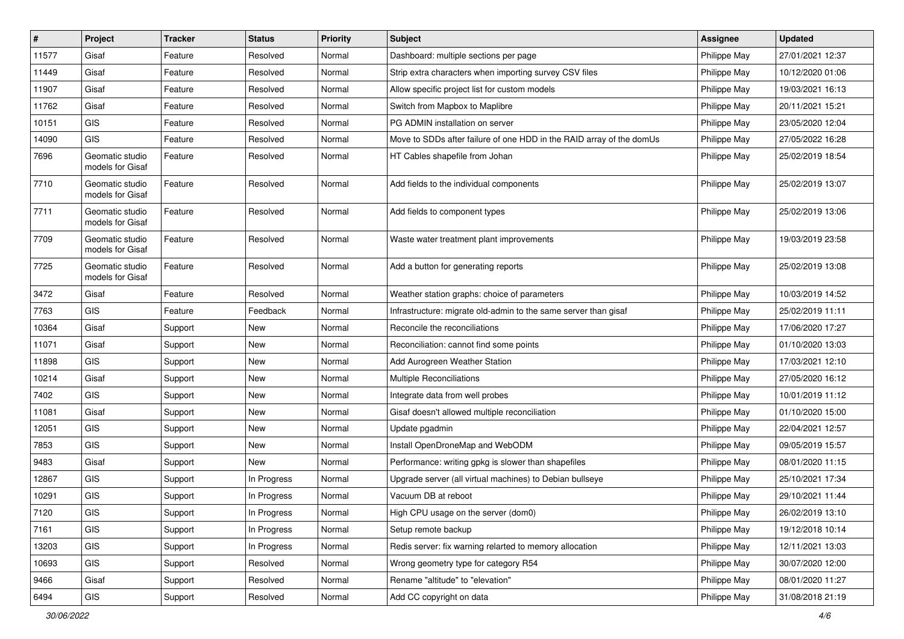| # | Project | Tracker | Status | Priority | Subject | Assignee | Updated |
|---|---|---|---|---|---|---|---|
| 11577 | Gisaf | Feature | Resolved | Normal | Dashboard: multiple sections per page | Philippe May | 27/01/2021 12:37 |
| 11449 | Gisaf | Feature | Resolved | Normal | Strip extra characters when importing survey CSV files | Philippe May | 10/12/2020 01:06 |
| 11907 | Gisaf | Feature | Resolved | Normal | Allow specific project list for custom models | Philippe May | 19/03/2021 16:13 |
| 11762 | Gisaf | Feature | Resolved | Normal | Switch from Mapbox to Maplibre | Philippe May | 20/11/2021 15:21 |
| 10151 | GIS | Feature | Resolved | Normal | PG ADMIN installation on server | Philippe May | 23/05/2020 12:04 |
| 14090 | GIS | Feature | Resolved | Normal | Move to SDDs after failure of one HDD in the RAID array of the domUs | Philippe May | 27/05/2022 16:28 |
| 7696 | Geomatic studio models for Gisaf | Feature | Resolved | Normal | HT Cables shapefile from Johan | Philippe May | 25/02/2019 18:54 |
| 7710 | Geomatic studio models for Gisaf | Feature | Resolved | Normal | Add fields to the individual components | Philippe May | 25/02/2019 13:07 |
| 7711 | Geomatic studio models for Gisaf | Feature | Resolved | Normal | Add fields to component types | Philippe May | 25/02/2019 13:06 |
| 7709 | Geomatic studio models for Gisaf | Feature | Resolved | Normal | Waste water treatment plant improvements | Philippe May | 19/03/2019 23:58 |
| 7725 | Geomatic studio models for Gisaf | Feature | Resolved | Normal | Add a button for generating reports | Philippe May | 25/02/2019 13:08 |
| 3472 | Gisaf | Feature | Resolved | Normal | Weather station graphs: choice of parameters | Philippe May | 10/03/2019 14:52 |
| 7763 | GIS | Feature | Feedback | Normal | Infrastructure: migrate old-admin to the same server than gisaf | Philippe May | 25/02/2019 11:11 |
| 10364 | Gisaf | Support | New | Normal | Reconcile the reconciliations | Philippe May | 17/06/2020 17:27 |
| 11071 | Gisaf | Support | New | Normal | Reconciliation: cannot find some points | Philippe May | 01/10/2020 13:03 |
| 11898 | GIS | Support | New | Normal | Add Aurogreen Weather Station | Philippe May | 17/03/2021 12:10 |
| 10214 | Gisaf | Support | New | Normal | Multiple Reconciliations | Philippe May | 27/05/2020 16:12 |
| 7402 | GIS | Support | New | Normal | Integrate data from well probes | Philippe May | 10/01/2019 11:12 |
| 11081 | Gisaf | Support | New | Normal | Gisaf doesn't allowed multiple reconciliation | Philippe May | 01/10/2020 15:00 |
| 12051 | GIS | Support | New | Normal | Update pgadmin | Philippe May | 22/04/2021 12:57 |
| 7853 | GIS | Support | New | Normal | Install OpenDroneMap and WebODM | Philippe May | 09/05/2019 15:57 |
| 9483 | Gisaf | Support | New | Normal | Performance: writing gpkg is slower than shapefiles | Philippe May | 08/01/2020 11:15 |
| 12867 | GIS | Support | In Progress | Normal | Upgrade server (all virtual machines) to Debian bullseye | Philippe May | 25/10/2021 17:34 |
| 10291 | GIS | Support | In Progress | Normal | Vacuum DB at reboot | Philippe May | 29/10/2021 11:44 |
| 7120 | GIS | Support | In Progress | Normal | High CPU usage on the server (dom0) | Philippe May | 26/02/2019 13:10 |
| 7161 | GIS | Support | In Progress | Normal | Setup remote backup | Philippe May | 19/12/2018 10:14 |
| 13203 | GIS | Support | In Progress | Normal | Redis server: fix warning relarted to memory allocation | Philippe May | 12/11/2021 13:03 |
| 10693 | GIS | Support | Resolved | Normal | Wrong geometry type for category R54 | Philippe May | 30/07/2020 12:00 |
| 9466 | Gisaf | Support | Resolved | Normal | Rename "altitude" to "elevation" | Philippe May | 08/01/2020 11:27 |
| 6494 | GIS | Support | Resolved | Normal | Add CC copyright on data | Philippe May | 31/08/2018 21:19 |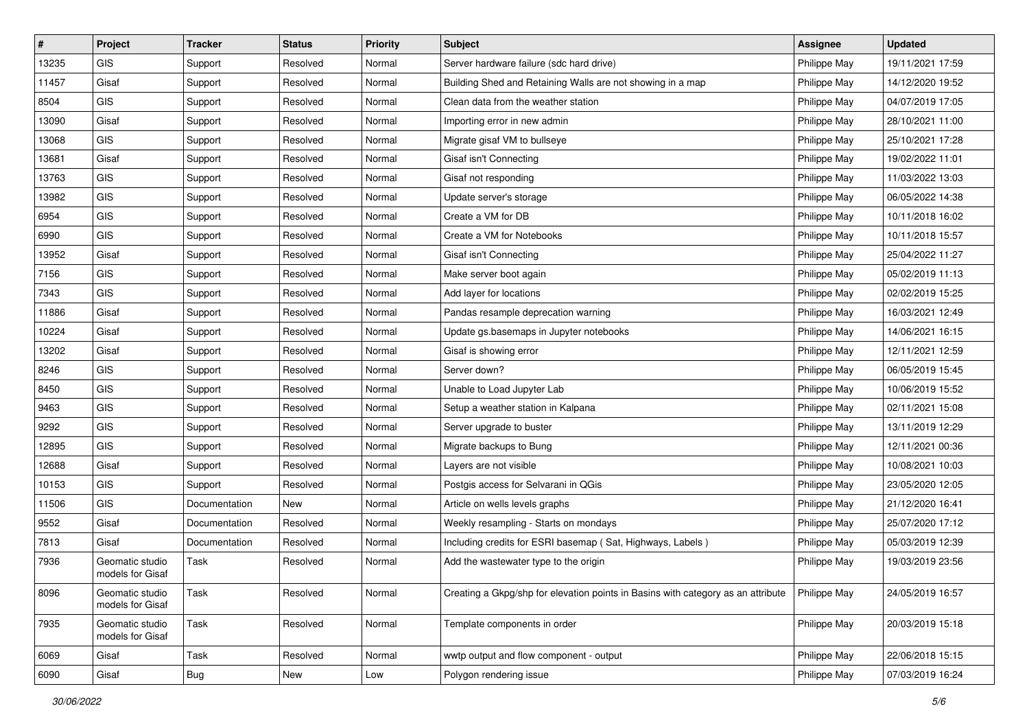| # | Project | Tracker | Status | Priority | Subject | Assignee | Updated |
|---|---|---|---|---|---|---|---|
| 13235 | GIS | Support | Resolved | Normal | Server hardware failure (sdc hard drive) | Philippe May | 19/11/2021 17:59 |
| 11457 | Gisaf | Support | Resolved | Normal | Building Shed and Retaining Walls are not showing in a map | Philippe May | 14/12/2020 19:52 |
| 8504 | GIS | Support | Resolved | Normal | Clean data from the weather station | Philippe May | 04/07/2019 17:05 |
| 13090 | Gisaf | Support | Resolved | Normal | Importing error in new admin | Philippe May | 28/10/2021 11:00 |
| 13068 | GIS | Support | Resolved | Normal | Migrate gisaf VM to bullseye | Philippe May | 25/10/2021 17:28 |
| 13681 | Gisaf | Support | Resolved | Normal | Gisaf isn't Connecting | Philippe May | 19/02/2022 11:01 |
| 13763 | GIS | Support | Resolved | Normal | Gisaf not responding | Philippe May | 11/03/2022 13:03 |
| 13982 | GIS | Support | Resolved | Normal | Update server's storage | Philippe May | 06/05/2022 14:38 |
| 6954 | GIS | Support | Resolved | Normal | Create a VM for DB | Philippe May | 10/11/2018 16:02 |
| 6990 | GIS | Support | Resolved | Normal | Create a VM for Notebooks | Philippe May | 10/11/2018 15:57 |
| 13952 | Gisaf | Support | Resolved | Normal | Gisaf isn't Connecting | Philippe May | 25/04/2022 11:27 |
| 7156 | GIS | Support | Resolved | Normal | Make server boot again | Philippe May | 05/02/2019 11:13 |
| 7343 | GIS | Support | Resolved | Normal | Add layer for locations | Philippe May | 02/02/2019 15:25 |
| 11886 | Gisaf | Support | Resolved | Normal | Pandas resample deprecation warning | Philippe May | 16/03/2021 12:49 |
| 10224 | Gisaf | Support | Resolved | Normal | Update gs.basemaps in Jupyter notebooks | Philippe May | 14/06/2021 16:15 |
| 13202 | Gisaf | Support | Resolved | Normal | Gisaf is showing error | Philippe May | 12/11/2021 12:59 |
| 8246 | GIS | Support | Resolved | Normal | Server down? | Philippe May | 06/05/2019 15:45 |
| 8450 | GIS | Support | Resolved | Normal | Unable to Load Jupyter Lab | Philippe May | 10/06/2019 15:52 |
| 9463 | GIS | Support | Resolved | Normal | Setup a weather station in Kalpana | Philippe May | 02/11/2021 15:08 |
| 9292 | GIS | Support | Resolved | Normal | Server upgrade to buster | Philippe May | 13/11/2019 12:29 |
| 12895 | GIS | Support | Resolved | Normal | Migrate backups to Bung | Philippe May | 12/11/2021 00:36 |
| 12688 | Gisaf | Support | Resolved | Normal | Layers are not visible | Philippe May | 10/08/2021 10:03 |
| 10153 | GIS | Support | Resolved | Normal | Postgis access for Selvarani in QGis | Philippe May | 23/05/2020 12:05 |
| 11506 | GIS | Documentation | New | Normal | Article on wells levels graphs | Philippe May | 21/12/2020 16:41 |
| 9552 | Gisaf | Documentation | Resolved | Normal | Weekly resampling - Starts on mondays | Philippe May | 25/07/2020 17:12 |
| 7813 | Gisaf | Documentation | Resolved | Normal | Including credits for ESRI basemap ( Sat, Highways, Labels ) | Philippe May | 05/03/2019 12:39 |
| 7936 | Geomatic studio models for Gisaf | Task | Resolved | Normal | Add the wastewater type to the origin | Philippe May | 19/03/2019 23:56 |
| 8096 | Geomatic studio models for Gisaf | Task | Resolved | Normal | Creating a Gkpg/shp for elevation points in Basins with category as an attribute | Philippe May | 24/05/2019 16:57 |
| 7935 | Geomatic studio models for Gisaf | Task | Resolved | Normal | Template components in order | Philippe May | 20/03/2019 15:18 |
| 6069 | Gisaf | Task | Resolved | Normal | wwtp output and flow component - output | Philippe May | 22/06/2018 15:15 |
| 6090 | Gisaf | Bug | New | Low | Polygon rendering issue | Philippe May | 07/03/2019 16:24 |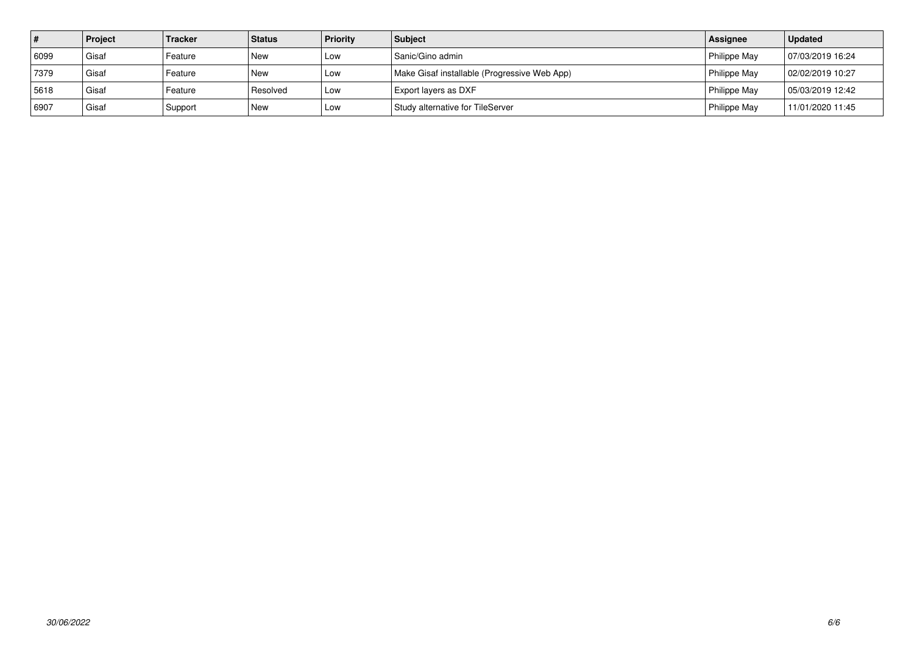| # | Project | Tracker | Status | Priority | Subject | Assignee | Updated |
|---|---|---|---|---|---|---|---|
| 6099 | Gisaf | Feature | New | Low | Sanic/Gino admin | Philippe May | 07/03/2019 16:24 |
| 7379 | Gisaf | Feature | New | Low | Make Gisaf installable (Progressive Web App) | Philippe May | 02/02/2019 10:27 |
| 5618 | Gisaf | Feature | Resolved | Low | Export layers as DXF | Philippe May | 05/03/2019 12:42 |
| 6907 | Gisaf | Support | New | Low | Study alternative for TileServer | Philippe May | 11/01/2020 11:45 |